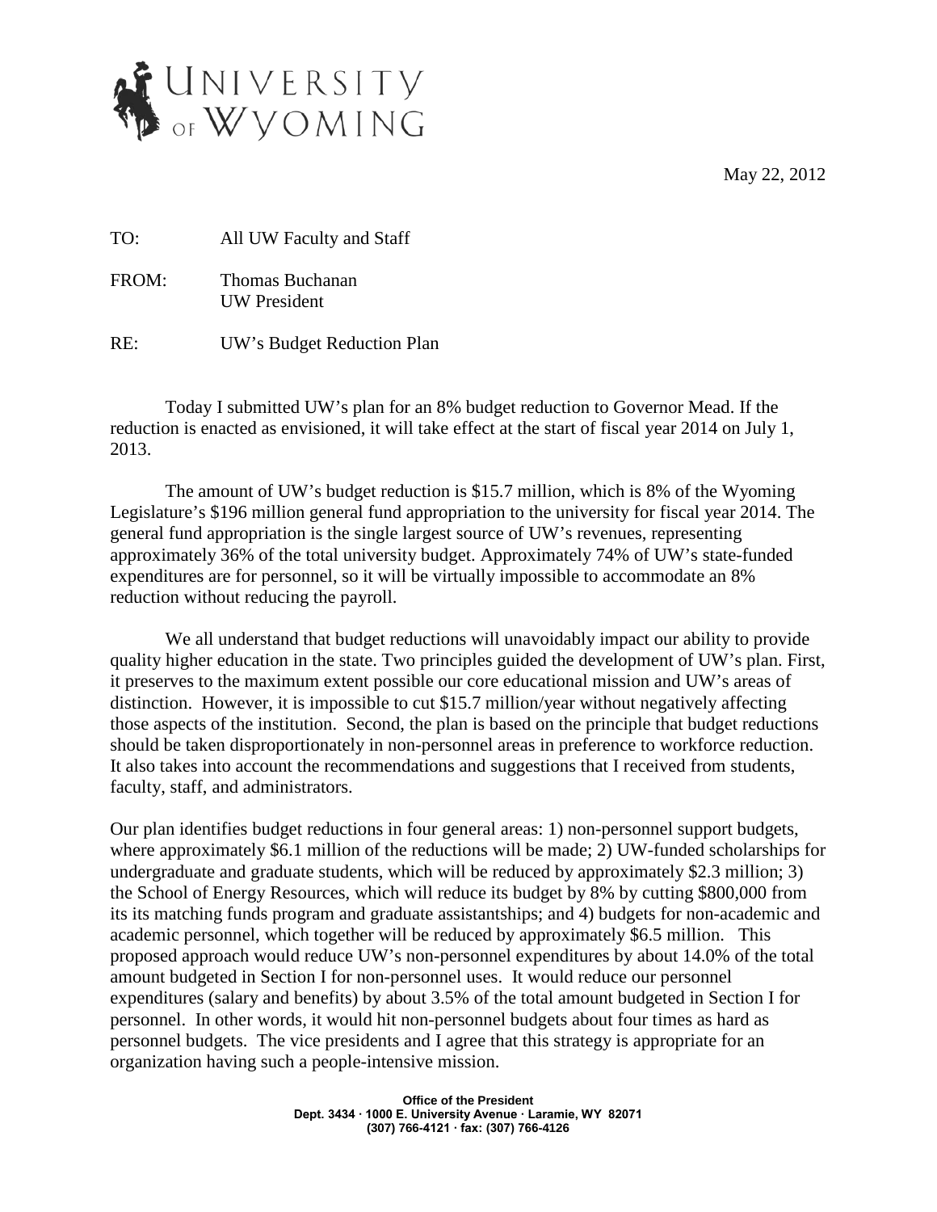# University of Wyoming

May 22, 2012

TO: All UW Faculty and Staff

FROM: Thomas Buchanan
UW President

RE: UW's Budget Reduction Plan

Today I submitted UW's plan for an 8% budget reduction to Governor Mead. If the reduction is enacted as envisioned, it will take effect at the start of fiscal year 2014 on July 1, 2013.

The amount of UW's budget reduction is $15.7 million, which is 8% of the Wyoming Legislature's $196 million general fund appropriation to the university for fiscal year 2014. The general fund appropriation is the single largest source of UW's revenues, representing approximately 36% of the total university budget. Approximately 74% of UW's state-funded expenditures are for personnel, so it will be virtually impossible to accommodate an 8% reduction without reducing the payroll.

We all understand that budget reductions will unavoidably impact our ability to provide quality higher education in the state. Two principles guided the development of UW's plan. First, it preserves to the maximum extent possible our core educational mission and UW's areas of distinction. However, it is impossible to cut $15.7 million/year without negatively affecting those aspects of the institution. Second, the plan is based on the principle that budget reductions should be taken disproportionately in non-personnel areas in preference to workforce reduction. It also takes into account the recommendations and suggestions that I received from students, faculty, staff, and administrators.

Our plan identifies budget reductions in four general areas: 1) non-personnel support budgets, where approximately $6.1 million of the reductions will be made; 2) UW-funded scholarships for undergraduate and graduate students, which will be reduced by approximately $2.3 million; 3) the School of Energy Resources, which will reduce its budget by 8% by cutting $800,000 from its its matching funds program and graduate assistantships; and 4) budgets for non-academic and academic personnel, which together will be reduced by approximately $6.5 million. This proposed approach would reduce UW's non-personnel expenditures by about 14.0% of the total amount budgeted in Section I for non-personnel uses. It would reduce our personnel expenditures (salary and benefits) by about 3.5% of the total amount budgeted in Section I for personnel. In other words, it would hit non-personnel budgets about four times as hard as personnel budgets. The vice presidents and I agree that this strategy is appropriate for an organization having such a people-intensive mission.

**Office of the President**
**Dept. 3434 · 1000 E. University Avenue · Laramie, WY 82071**
**(307) 766-4121 · fax: (307) 766-4126**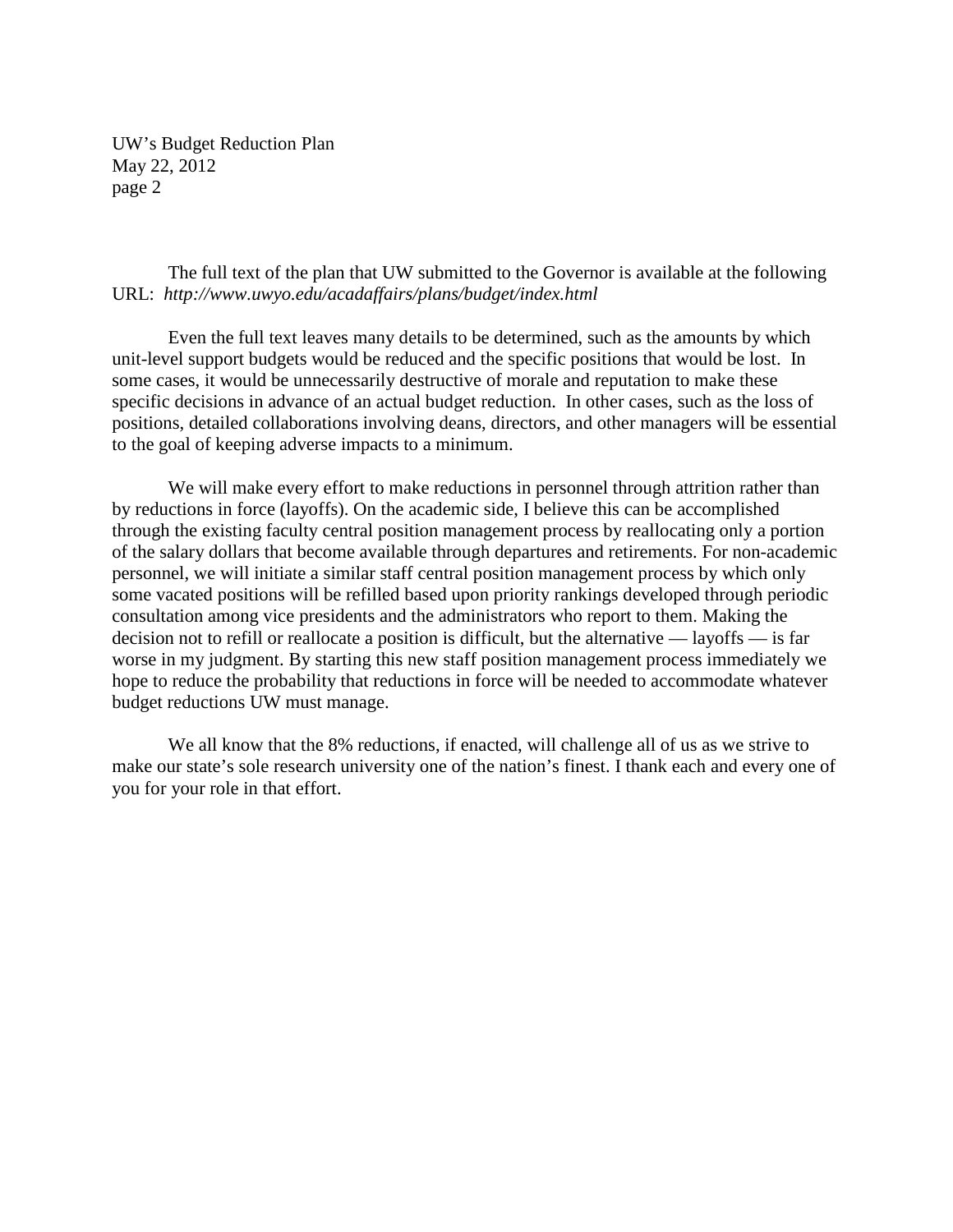The full text of the plan that UW submitted to the Governor is available at the following URL: *http://www.uwyo.edu/acadaffairs/plans/budget/index.html*

Even the full text leaves many details to be determined, such as the amounts by which unit-level support budgets would be reduced and the specific positions that would be lost. In some cases, it would be unnecessarily destructive of morale and reputation to make these specific decisions in advance of an actual budget reduction. In other cases, such as the loss of positions, detailed collaborations involving deans, directors, and other managers will be essential to the goal of keeping adverse impacts to a minimum.

We will make every effort to make reductions in personnel through attrition rather than by reductions in force (layoffs). On the academic side, I believe this can be accomplished through the existing faculty central position management process by reallocating only a portion of the salary dollars that become available through departures and retirements. For non-academic personnel, we will initiate a similar staff central position management process by which only some vacated positions will be refilled based upon priority rankings developed through periodic consultation among vice presidents and the administrators who report to them. Making the decision not to refill or reallocate a position is difficult, but the alternative — layoffs — is far worse in my judgment. By starting this new staff position management process immediately we hope to reduce the probability that reductions in force will be needed to accommodate whatever budget reductions UW must manage.

We all know that the 8% reductions, if enacted, will challenge all of us as we strive to make our state's sole research university one of the nation's finest. I thank each and every one of you for your role in that effort.